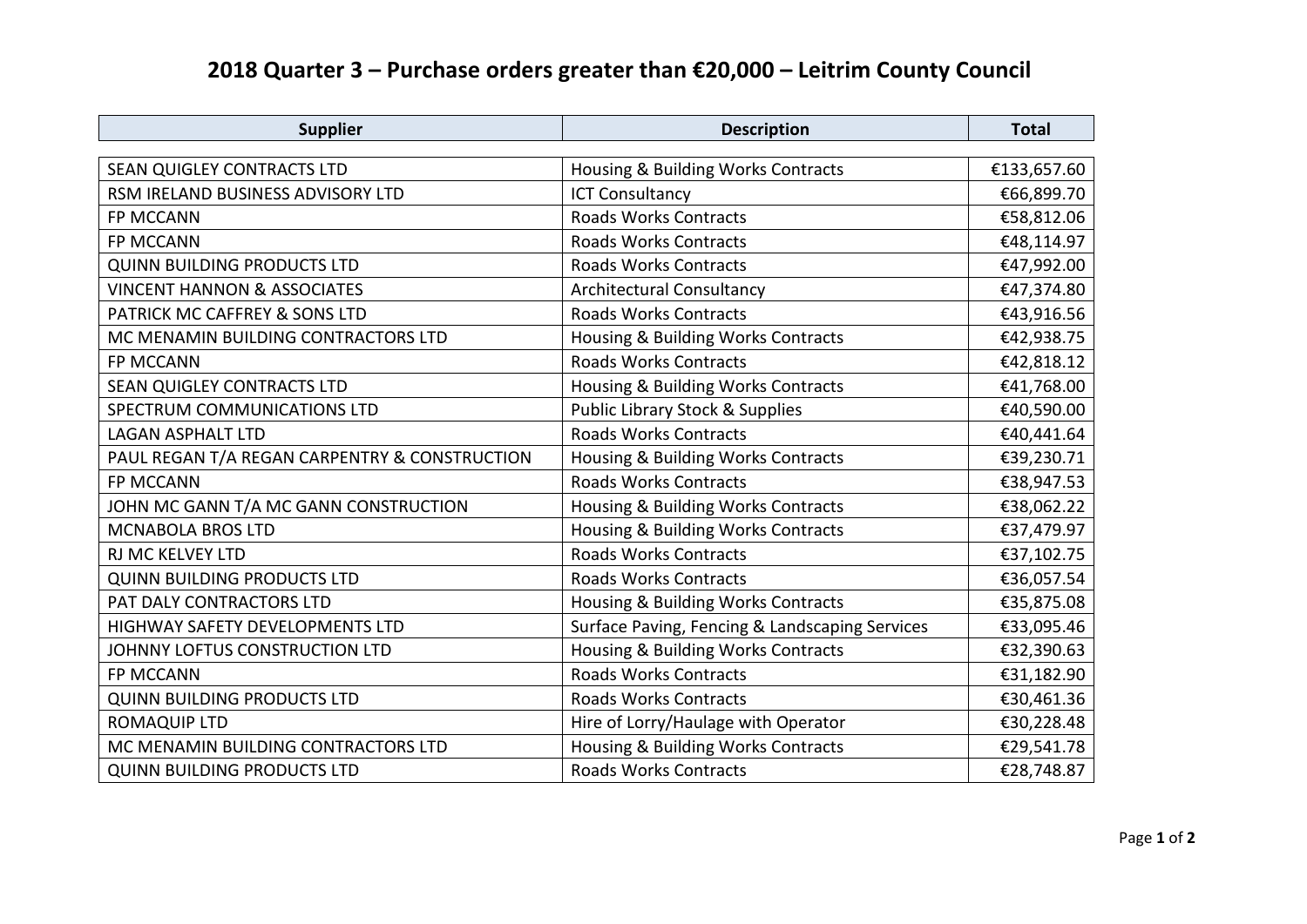# 2018 Quarter 3 – Purchase orders greater than €20,000 – Leitrim County Council

| Supplier | Description | Total |
|---|---|---|
| SEAN QUIGLEY CONTRACTS LTD | Housing & Building Works Contracts | €133,657.60 |
| RSM IRELAND BUSINESS ADVISORY LTD | ICT Consultancy | €66,899.70 |
| FP MCCANN | Roads Works Contracts | €58,812.06 |
| FP MCCANN | Roads Works Contracts | €48,114.97 |
| QUINN BUILDING PRODUCTS LTD | Roads Works Contracts | €47,992.00 |
| VINCENT HANNON & ASSOCIATES | Architectural Consultancy | €47,374.80 |
| PATRICK MC CAFFREY & SONS LTD | Roads Works Contracts | €43,916.56 |
| MC MENAMIN BUILDING CONTRACTORS LTD | Housing & Building Works Contracts | €42,938.75 |
| FP MCCANN | Roads Works Contracts | €42,818.12 |
| SEAN QUIGLEY CONTRACTS LTD | Housing & Building Works Contracts | €41,768.00 |
| SPECTRUM COMMUNICATIONS LTD | Public Library Stock & Supplies | €40,590.00 |
| LAGAN ASPHALT LTD | Roads Works Contracts | €40,441.64 |
| PAUL REGAN T/A REGAN CARPENTRY & CONSTRUCTION | Housing & Building Works Contracts | €39,230.71 |
| FP MCCANN | Roads Works Contracts | €38,947.53 |
| JOHN MC GANN T/A MC GANN CONSTRUCTION | Housing & Building Works Contracts | €38,062.22 |
| MCNABOLA BROS LTD | Housing & Building Works Contracts | €37,479.97 |
| RJ MC KELVEY LTD | Roads Works Contracts | €37,102.75 |
| QUINN BUILDING PRODUCTS LTD | Roads Works Contracts | €36,057.54 |
| PAT DALY CONTRACTORS LTD | Housing & Building Works Contracts | €35,875.08 |
| HIGHWAY SAFETY DEVELOPMENTS LTD | Surface Paving, Fencing & Landscaping Services | €33,095.46 |
| JOHNNY LOFTUS CONSTRUCTION LTD | Housing & Building Works Contracts | €32,390.63 |
| FP MCCANN | Roads Works Contracts | €31,182.90 |
| QUINN BUILDING PRODUCTS LTD | Roads Works Contracts | €30,461.36 |
| ROMAQUIP LTD | Hire of Lorry/Haulage with Operator | €30,228.48 |
| MC MENAMIN BUILDING CONTRACTORS LTD | Housing & Building Works Contracts | €29,541.78 |
| QUINN BUILDING PRODUCTS LTD | Roads Works Contracts | €28,748.87 |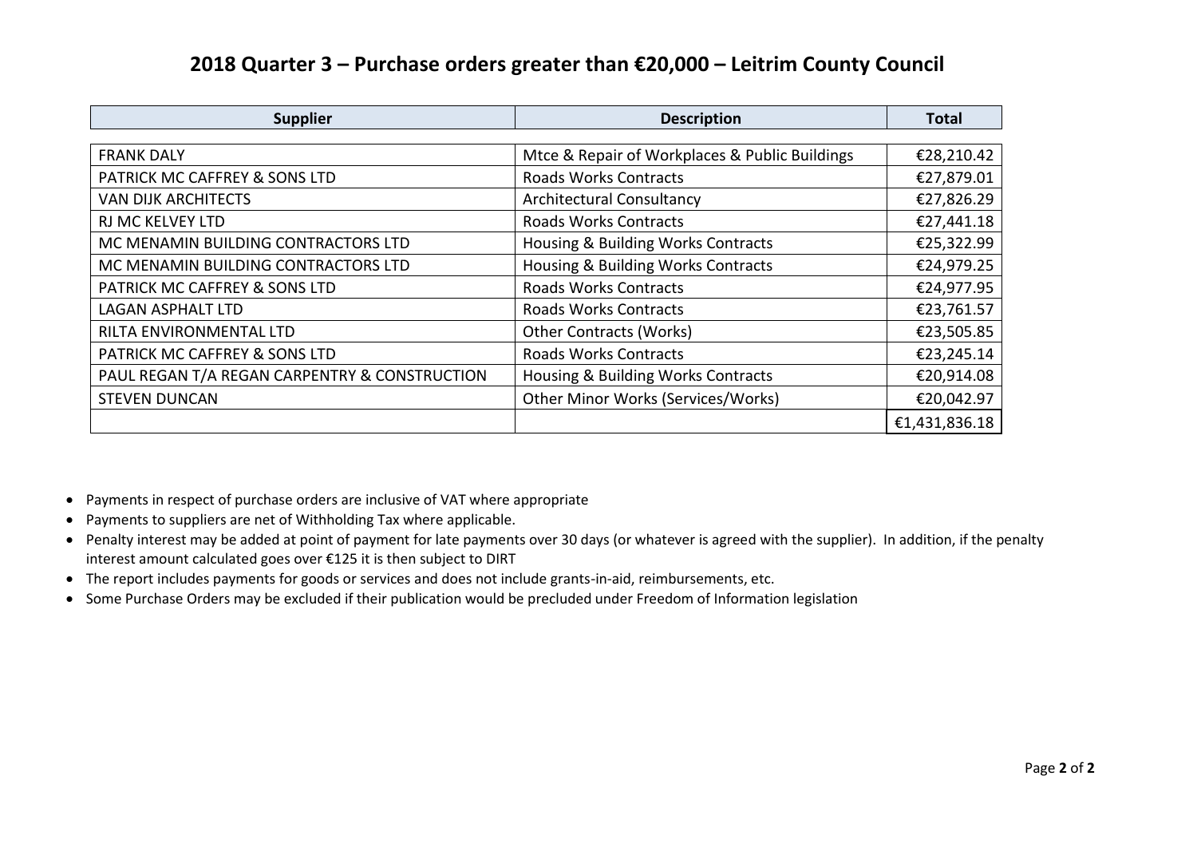# 2018 Quarter 3 – Purchase orders greater than €20,000 – Leitrim County Council

| Supplier | Description | Total |
|---|---|---|
| FRANK DALY | Mtce & Repair of Workplaces & Public Buildings | €28,210.42 |
| PATRICK MC CAFFREY & SONS LTD | Roads Works Contracts | €27,879.01 |
| VAN DIJK ARCHITECTS | Architectural Consultancy | €27,826.29 |
| RJ MC KELVEY LTD | Roads Works Contracts | €27,441.18 |
| MC MENAMIN BUILDING CONTRACTORS LTD | Housing & Building Works Contracts | €25,322.99 |
| MC MENAMIN BUILDING CONTRACTORS LTD | Housing & Building Works Contracts | €24,979.25 |
| PATRICK MC CAFFREY & SONS LTD | Roads Works Contracts | €24,977.95 |
| LAGAN ASPHALT LTD | Roads Works Contracts | €23,761.57 |
| RILTA ENVIRONMENTAL LTD | Other Contracts (Works) | €23,505.85 |
| PATRICK MC CAFFREY & SONS LTD | Roads Works Contracts | €23,245.14 |
| PAUL REGAN T/A REGAN CARPENTRY & CONSTRUCTION | Housing & Building Works Contracts | €20,914.08 |
| STEVEN DUNCAN | Other Minor Works (Services/Works) | €20,042.97 |
| | | €1,431,836.18 |

- Payments in respect of purchase orders are inclusive of VAT where appropriate
- Payments to suppliers are net of Withholding Tax where applicable.
- Penalty interest may be added at point of payment for late payments over 30 days (or whatever is agreed with the supplier). In addition, if the penalty interest amount calculated goes over €125 it is then subject to DIRT
- The report includes payments for goods or services and does not include grants-in-aid, reimbursements, etc.
- Some Purchase Orders may be excluded if their publication would be precluded under Freedom of Information legislation